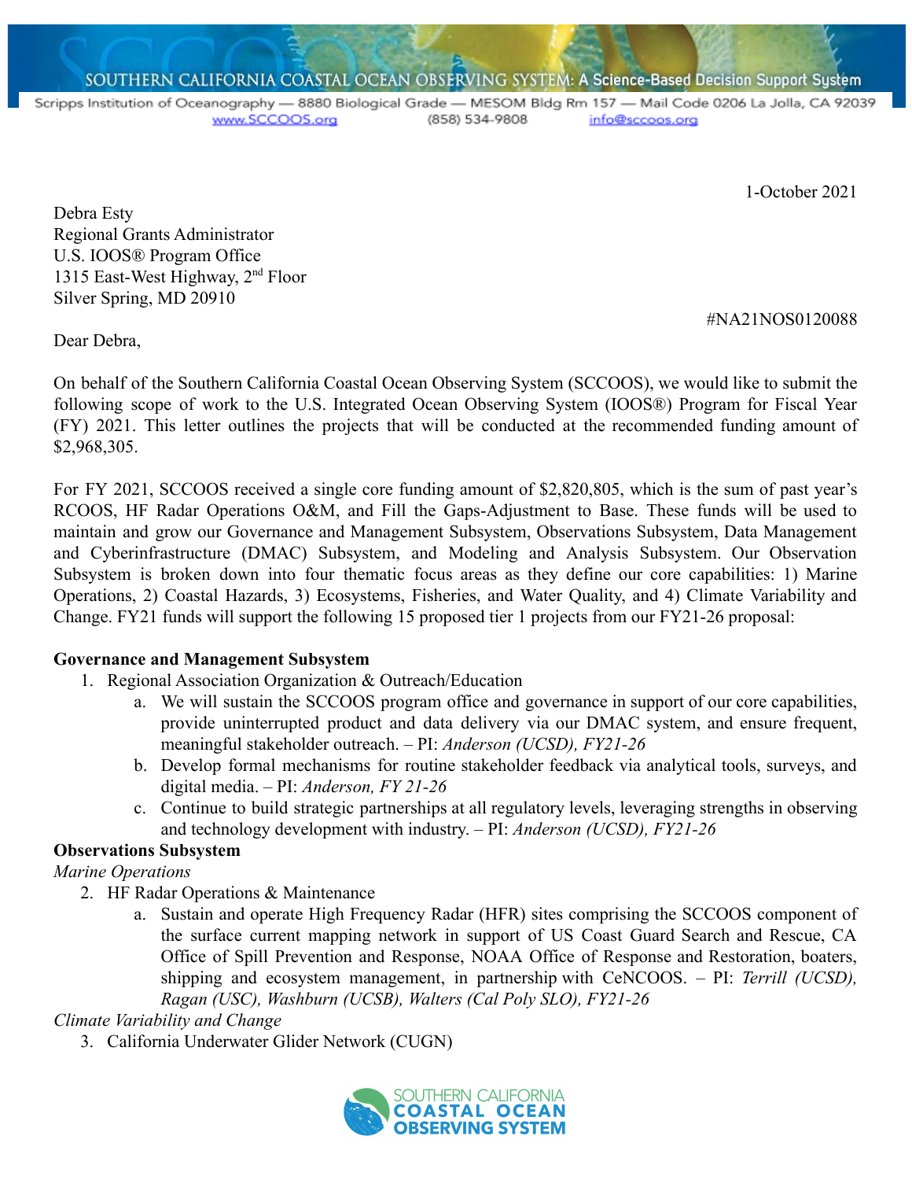SOUTHERN CALIFORNIA COASTAL OCEAN OBSERVING SYSTEM: A Science-Based Decision Support System

Scripps Institution of Oceanography — 8880 Biological Grade — MESOM Bldg Rm 157 — Mail Code 0206 La Jolla, CA 92039
www.SCCOOS.org (858) 534-9808 info@sccoos.org

1-October 2021

Debra Esty
Regional Grants Administrator
U.S. IOOS® Program Office
1315 East-West Highway, 2nd Floor
Silver Spring, MD 20910

#NA21NOS0120088

Dear Debra,

On behalf of the Southern California Coastal Ocean Observing System (SCCOOS), we would like to submit the following scope of work to the U.S. Integrated Ocean Observing System (IOOS®) Program for Fiscal Year (FY) 2021. This letter outlines the projects that will be conducted at the recommended funding amount of $2,968,305.

For FY 2021, SCCOOS received a single core funding amount of $2,820,805, which is the sum of past year's RCOOS, HF Radar Operations O&M, and Fill the Gaps-Adjustment to Base. These funds will be used to maintain and grow our Governance and Management Subsystem, Observations Subsystem, Data Management and Cyberinfrastructure (DMAC) Subsystem, and Modeling and Analysis Subsystem. Our Observation Subsystem is broken down into four thematic focus areas as they define our core capabilities: 1) Marine Operations, 2) Coastal Hazards, 3) Ecosystems, Fisheries, and Water Quality, and 4) Climate Variability and Change. FY21 funds will support the following 15 proposed tier 1 projects from our FY21-26 proposal:

**Governance and Management Subsystem**

1. Regional Association Organization & Outreach/Education
    a. We will sustain the SCCOOS program office and governance in support of our core capabilities, provide uninterrupted product and data delivery via our DMAC system, and ensure frequent, meaningful stakeholder outreach. – PI: *Anderson (UCSD), FY21-26*
    b. Develop formal mechanisms for routine stakeholder feedback via analytical tools, surveys, and digital media. – PI: *Anderson, FY 21-26*
    c. Continue to build strategic partnerships at all regulatory levels, leveraging strengths in observing and technology development with industry. – PI: *Anderson (UCSD), FY21-26*

**Observations Subsystem**

*Marine Operations*

2. HF Radar Operations & Maintenance
    a. Sustain and operate High Frequency Radar (HFR) sites comprising the SCCOOS component of the surface current mapping network in support of US Coast Guard Search and Rescue, CA Office of Spill Prevention and Response, NOAA Office of Response and Restoration, boaters, shipping and ecosystem management, in partnership with CeNCOOS. – PI: *Terrill (UCSD), Ragan (USC), Washburn (UCSB), Walters (Cal Poly SLO), FY21-26*

*Climate Variability and Change*

3. California Underwater Glider Network (CUGN)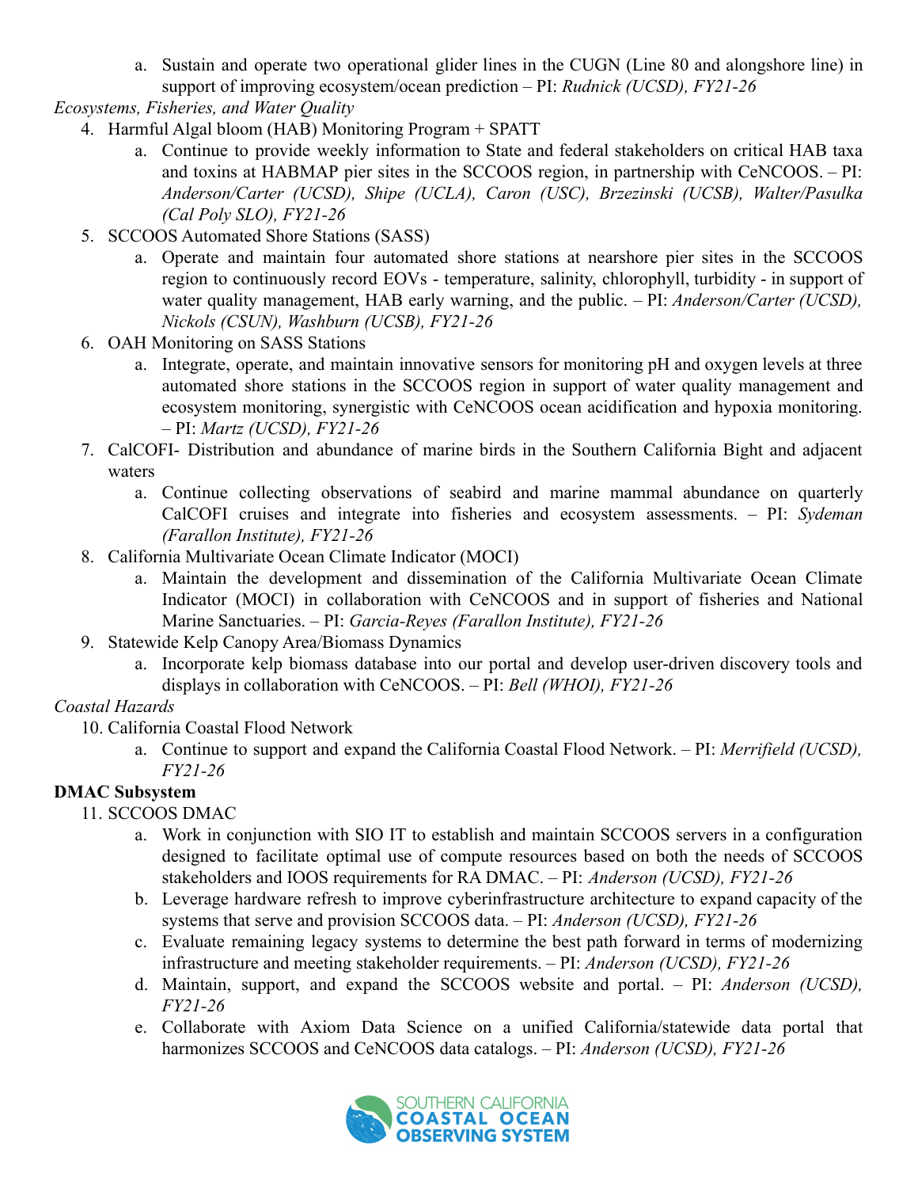a. Sustain and operate two operational glider lines in the CUGN (Line 80 and alongshore line) in support of improving ecosystem/ocean prediction – PI: *Rudnick (UCSD), FY21-26*

*Ecosystems, Fisheries, and Water Quality*

4. Harmful Algal bloom (HAB) Monitoring Program + SPATT
   a. Continue to provide weekly information to State and federal stakeholders on critical HAB taxa and toxins at HABMAP pier sites in the SCCOOS region, in partnership with CeNCOOS. – PI: *Anderson/Carter (UCSD), Shipe (UCLA), Caron (USC), Brzezinski (UCSB), Walter/Pasulka (Cal Poly SLO), FY21-26*
5. SCCOOS Automated Shore Stations (SASS)
   a. Operate and maintain four automated shore stations at nearshore pier sites in the SCCOOS region to continuously record EOVs - temperature, salinity, chlorophyll, turbidity - in support of water quality management, HAB early warning, and the public. – PI: *Anderson/Carter (UCSD), Nickols (CSUN), Washburn (UCSB), FY21-26*
6. OAH Monitoring on SASS Stations
   a. Integrate, operate, and maintain innovative sensors for monitoring pH and oxygen levels at three automated shore stations in the SCCOOS region in support of water quality management and ecosystem monitoring, synergistic with CeNCOOS ocean acidification and hypoxia monitoring. – PI: *Martz (UCSD), FY21-26*
7. CalCOFI- Distribution and abundance of marine birds in the Southern California Bight and adjacent waters
   a. Continue collecting observations of seabird and marine mammal abundance on quarterly CalCOFI cruises and integrate into fisheries and ecosystem assessments. – PI: *Sydeman (Farallon Institute), FY21-26*
8. California Multivariate Ocean Climate Indicator (MOCI)
   a. Maintain the development and dissemination of the California Multivariate Ocean Climate Indicator (MOCI) in collaboration with CeNCOOS and in support of fisheries and National Marine Sanctuaries. – PI: *Garcia-Reyes (Farallon Institute), FY21-26*
9. Statewide Kelp Canopy Area/Biomass Dynamics
   a. Incorporate kelp biomass database into our portal and develop user-driven discovery tools and displays in collaboration with CeNCOOS. – PI: *Bell (WHOI), FY21-26*

*Coastal Hazards*

10. California Coastal Flood Network
    a. Continue to support and expand the California Coastal Flood Network. – PI: *Merrifield (UCSD), FY21-26*

**DMAC Subsystem**

11. SCCOOS DMAC
    a. Work in conjunction with SIO IT to establish and maintain SCCOOS servers in a configuration designed to facilitate optimal use of compute resources based on both the needs of SCCOOS stakeholders and IOOS requirements for RA DMAC. – PI: *Anderson (UCSD), FY21-26*
    b. Leverage hardware refresh to improve cyberinfrastructure architecture to expand capacity of the systems that serve and provision SCCOOS data. – PI: *Anderson (UCSD), FY21-26*
    c. Evaluate remaining legacy systems to determine the best path forward in terms of modernizing infrastructure and meeting stakeholder requirements. – PI: *Anderson (UCSD), FY21-26*
    d. Maintain, support, and expand the SCCOOS website and portal. – PI: *Anderson (UCSD), FY21-26*
    e. Collaborate with Axiom Data Science on a unified California/statewide data portal that harmonizes SCCOOS and CeNCOOS data catalogs. – PI: *Anderson (UCSD), FY21-26*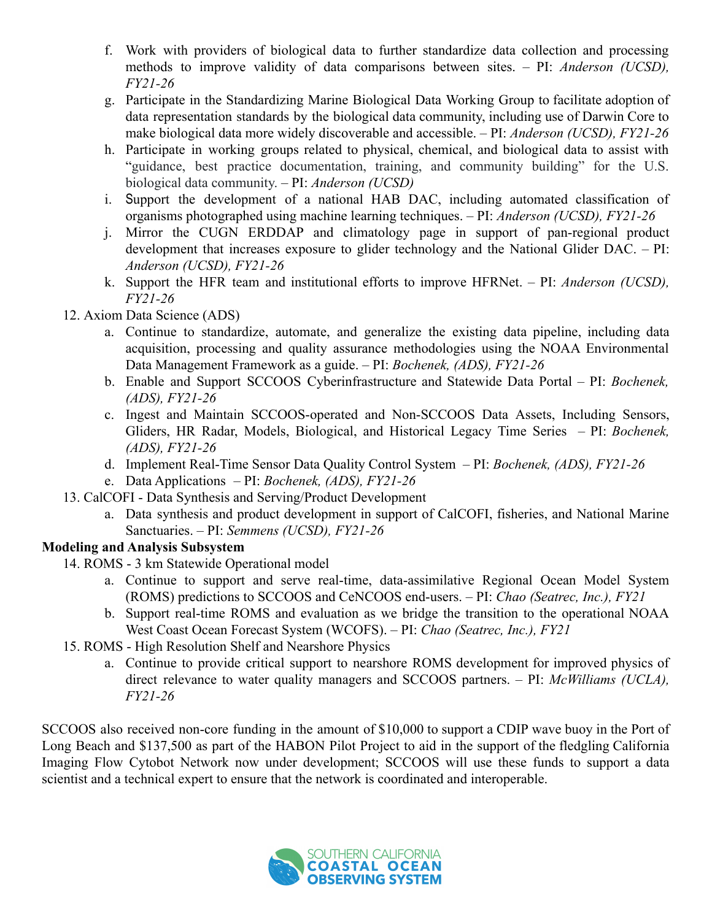f. Work with providers of biological data to further standardize data collection and processing methods to improve validity of data comparisons between sites. – PI: *Anderson (UCSD), FY21-26*
g. Participate in the Standardizing Marine Biological Data Working Group to facilitate adoption of data representation standards by the biological data community, including use of Darwin Core to make biological data more widely discoverable and accessible. – PI: *Anderson (UCSD), FY21-26*
h. Participate in working groups related to physical, chemical, and biological data to assist with "guidance, best practice documentation, training, and community building" for the U.S. biological data community. – PI: *Anderson (UCSD)*
i. Support the development of a national HAB DAC, including automated classification of organisms photographed using machine learning techniques. – PI: *Anderson (UCSD), FY21-26*
j. Mirror the CUGN ERDDAP and climatology page in support of pan-regional product development that increases exposure to glider technology and the National Glider DAC. – PI: *Anderson (UCSD), FY21-26*
k. Support the HFR team and institutional efforts to improve HFRNet. – PI: *Anderson (UCSD), FY21-26*

12. Axiom Data Science (ADS)
    a. Continue to standardize, automate, and generalize the existing data pipeline, including data acquisition, processing and quality assurance methodologies using the NOAA Environmental Data Management Framework as a guide. – PI: *Bochenek, (ADS), FY21-26*
    b. Enable and Support SCCOOS Cyberinfrastructure and Statewide Data Portal – PI: *Bochenek, (ADS), FY21-26*
    c. Ingest and Maintain SCCOOS-operated and Non-SCCOOS Data Assets, Including Sensors, Gliders, HR Radar, Models, Biological, and Historical Legacy Time Series – PI: *Bochenek, (ADS), FY21-26*
    d. Implement Real-Time Sensor Data Quality Control System – PI: *Bochenek, (ADS), FY21-26*
    e. Data Applications – PI: *Bochenek, (ADS), FY21-26*
13. CalCOFI - Data Synthesis and Serving/Product Development
    a. Data synthesis and product development in support of CalCOFI, fisheries, and National Marine Sanctuaries. – PI: *Semmens (UCSD), FY21-26*

**Modeling and Analysis Subsystem**

14. ROMS - 3 km Statewide Operational model
    a. Continue to support and serve real-time, data-assimilative Regional Ocean Model System (ROMS) predictions to SCCOOS and CeNCOOS end-users. – PI: *Chao (Seatrec, Inc.), FY21*
    b. Support real-time ROMS and evaluation as we bridge the transition to the operational NOAA West Coast Ocean Forecast System (WCOFS). – PI: *Chao (Seatrec, Inc.), FY21*
15. ROMS - High Resolution Shelf and Nearshore Physics
    a. Continue to provide critical support to nearshore ROMS development for improved physics of direct relevance to water quality managers and SCCOOS partners. – PI: *McWilliams (UCLA), FY21-26*

SCCOOS also received non-core funding in the amount of $10,000 to support a CDIP wave buoy in the Port of Long Beach and $137,500 as part of the HABON Pilot Project to aid in the support of the fledgling California Imaging Flow Cytobot Network now under development; SCCOOS will use these funds to support a data scientist and a technical expert to ensure that the network is coordinated and interoperable.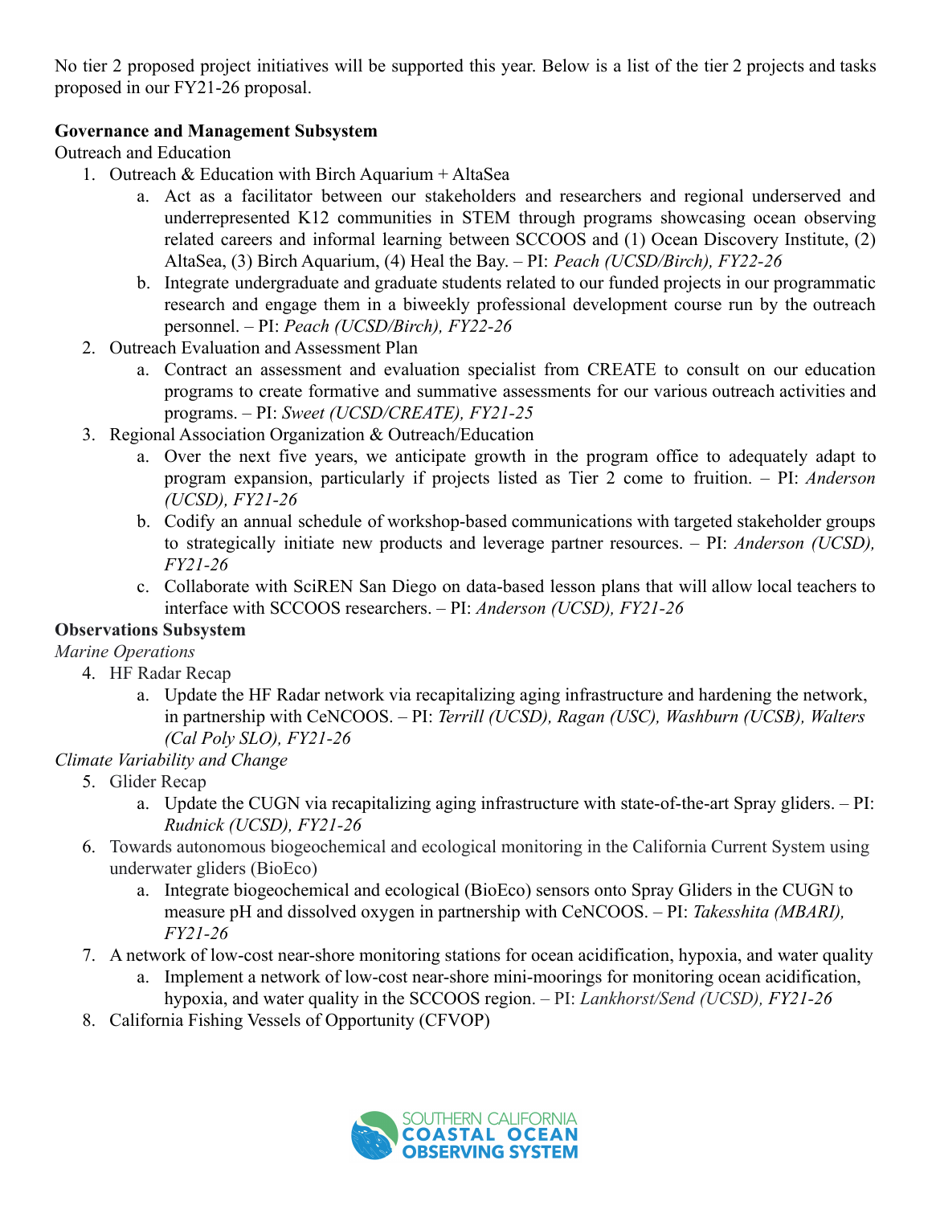No tier 2 proposed project initiatives will be supported this year. Below is a list of the tier 2 projects and tasks proposed in our FY21-26 proposal.

**Governance and Management Subsystem**

Outreach and Education

1. Outreach & Education with Birch Aquarium + AltaSea
    a. Act as a facilitator between our stakeholders and researchers and regional underserved and underrepresented K12 communities in STEM through programs showcasing ocean observing related careers and informal learning between SCCOOS and (1) Ocean Discovery Institute, (2) AltaSea, (3) Birch Aquarium, (4) Heal the Bay. – PI: *Peach (UCSD/Birch), FY22-26*
    b. Integrate undergraduate and graduate students related to our funded projects in our programmatic research and engage them in a biweekly professional development course run by the outreach personnel. – PI: *Peach (UCSD/Birch), FY22-26*
2. Outreach Evaluation and Assessment Plan
    a. Contract an assessment and evaluation specialist from CREATE to consult on our education programs to create formative and summative assessments for our various outreach activities and programs. – PI: *Sweet (UCSD/CREATE), FY21-25*
3. Regional Association Organization & Outreach/Education
    a. Over the next five years, we anticipate growth in the program office to adequately adapt to program expansion, particularly if projects listed as Tier 2 come to fruition. – PI: *Anderson (UCSD), FY21-26*
    b. Codify an annual schedule of workshop-based communications with targeted stakeholder groups to strategically initiate new products and leverage partner resources. – PI: *Anderson (UCSD), FY21-26*
    c. Collaborate with SciREN San Diego on data-based lesson plans that will allow local teachers to interface with SCCOOS researchers. – PI: *Anderson (UCSD), FY21-26*

**Observations Subsystem**

*Marine Operations*

4. HF Radar Recap
    a. Update the HF Radar network via recapitalizing aging infrastructure and hardening the network, in partnership with CeNCOOS. – PI: *Terrill (UCSD), Ragan (USC), Washburn (UCSB), Walters (Cal Poly SLO), FY21-26*

*Climate Variability and Change*

5. Glider Recap
    a. Update the CUGN via recapitalizing aging infrastructure with state-of-the-art Spray gliders. – PI: *Rudnick (UCSD), FY21-26*
6. Towards autonomous biogeochemical and ecological monitoring in the California Current System using underwater gliders (BioEco)
    a. Integrate biogeochemical and ecological (BioEco) sensors onto Spray Gliders in the CUGN to measure pH and dissolved oxygen in partnership with CeNCOOS. – PI: *Takesshita (MBARI), FY21-26*
7. A network of low-cost near-shore monitoring stations for ocean acidification, hypoxia, and water quality
    a. Implement a network of low-cost near-shore mini-moorings for monitoring ocean acidification, hypoxia, and water quality in the SCCOOS region. – PI: *Lankhorst/Send (UCSD), FY21-26*
8. California Fishing Vessels of Opportunity (CFVOP)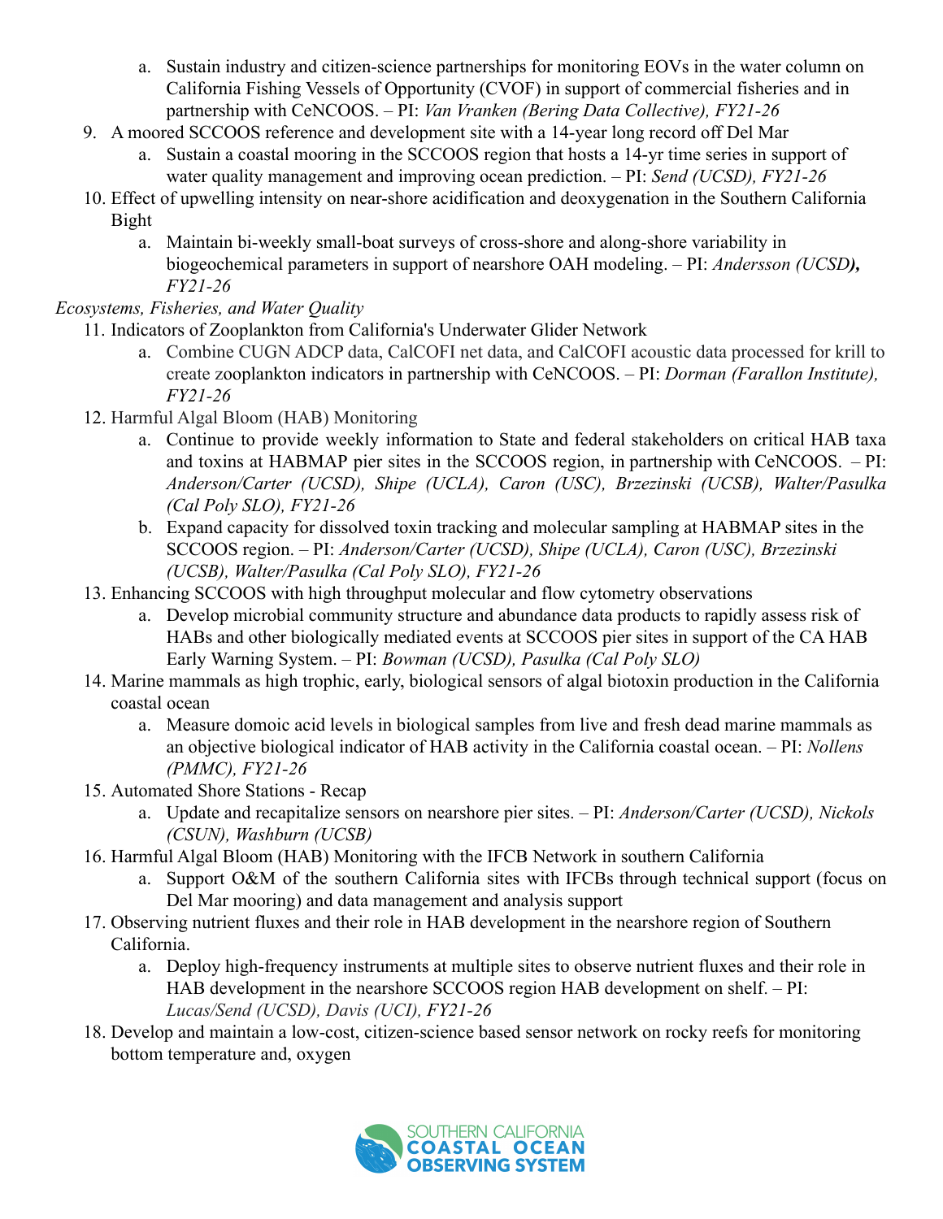a. Sustain industry and citizen-science partnerships for monitoring EOVs in the water column on California Fishing Vessels of Opportunity (CVOF) in support of commercial fisheries and in partnership with CeNCOOS. – PI: *Van Vranken (Bering Data Collective), FY21-26*

9. A moored SCCOOS reference and development site with a 14-year long record off Del Mar
   a. Sustain a coastal mooring in the SCCOOS region that hosts a 14-yr time series in support of water quality management and improving ocean prediction. – PI: *Send (UCSD), FY21-26*
10. Effect of upwelling intensity on near-shore acidification and deoxygenation in the Southern California Bight
    a. Maintain bi-weekly small-boat surveys of cross-shore and along-shore variability in biogeochemical parameters in support of nearshore OAH modeling. – PI: *Andersson (UCSD)**,** FY21-26*

*Ecosystems, Fisheries, and Water Quality*

11. Indicators of Zooplankton from California's Underwater Glider Network
    a. Combine CUGN ADCP data, CalCOFI net data, and CalCOFI acoustic data processed for krill to create zooplankton indicators in partnership with CeNCOOS. – PI: *Dorman (Farallon Institute), FY21-26*
12. Harmful Algal Bloom (HAB) Monitoring
    a. Continue to provide weekly information to State and federal stakeholders on critical HAB taxa and toxins at HABMAP pier sites in the SCCOOS region, in partnership with CeNCOOS. – PI: *Anderson/Carter (UCSD), Shipe (UCLA), Caron (USC), Brzezinski (UCSB), Walter/Pasulka (Cal Poly SLO), FY21-26*
    b. Expand capacity for dissolved toxin tracking and molecular sampling at HABMAP sites in the SCCOOS region. – PI: *Anderson/Carter (UCSD), Shipe (UCLA), Caron (USC), Brzezinski (UCSB), Walter/Pasulka (Cal Poly SLO), FY21-26*
13. Enhancing SCCOOS with high throughput molecular and flow cytometry observations
    a. Develop microbial community structure and abundance data products to rapidly assess risk of HABs and other biologically mediated events at SCCOOS pier sites in support of the CA HAB Early Warning System. – PI: *Bowman (UCSD), Pasulka (Cal Poly SLO)*
14. Marine mammals as high trophic, early, biological sensors of algal biotoxin production in the California coastal ocean
    a. Measure domoic acid levels in biological samples from live and fresh dead marine mammals as an objective biological indicator of HAB activity in the California coastal ocean. – PI: *Nollens (PMMC), FY21-26*
15. Automated Shore Stations - Recap
    a. Update and recapitalize sensors on nearshore pier sites. – PI: *Anderson/Carter (UCSD), Nickols (CSUN), Washburn (UCSB)*
16. Harmful Algal Bloom (HAB) Monitoring with the IFCB Network in southern California
    a. Support O&M of the southern California sites with IFCBs through technical support (focus on Del Mar mooring) and data management and analysis support
17. Observing nutrient fluxes and their role in HAB development in the nearshore region of Southern California.
    a. Deploy high-frequency instruments at multiple sites to observe nutrient fluxes and their role in HAB development in the nearshore SCCOOS region HAB development on shelf. – PI: *Lucas/Send (UCSD), Davis (UCI), FY21-26*
18. Develop and maintain a low-cost, citizen-science based sensor network on rocky reefs for monitoring bottom temperature and, oxygen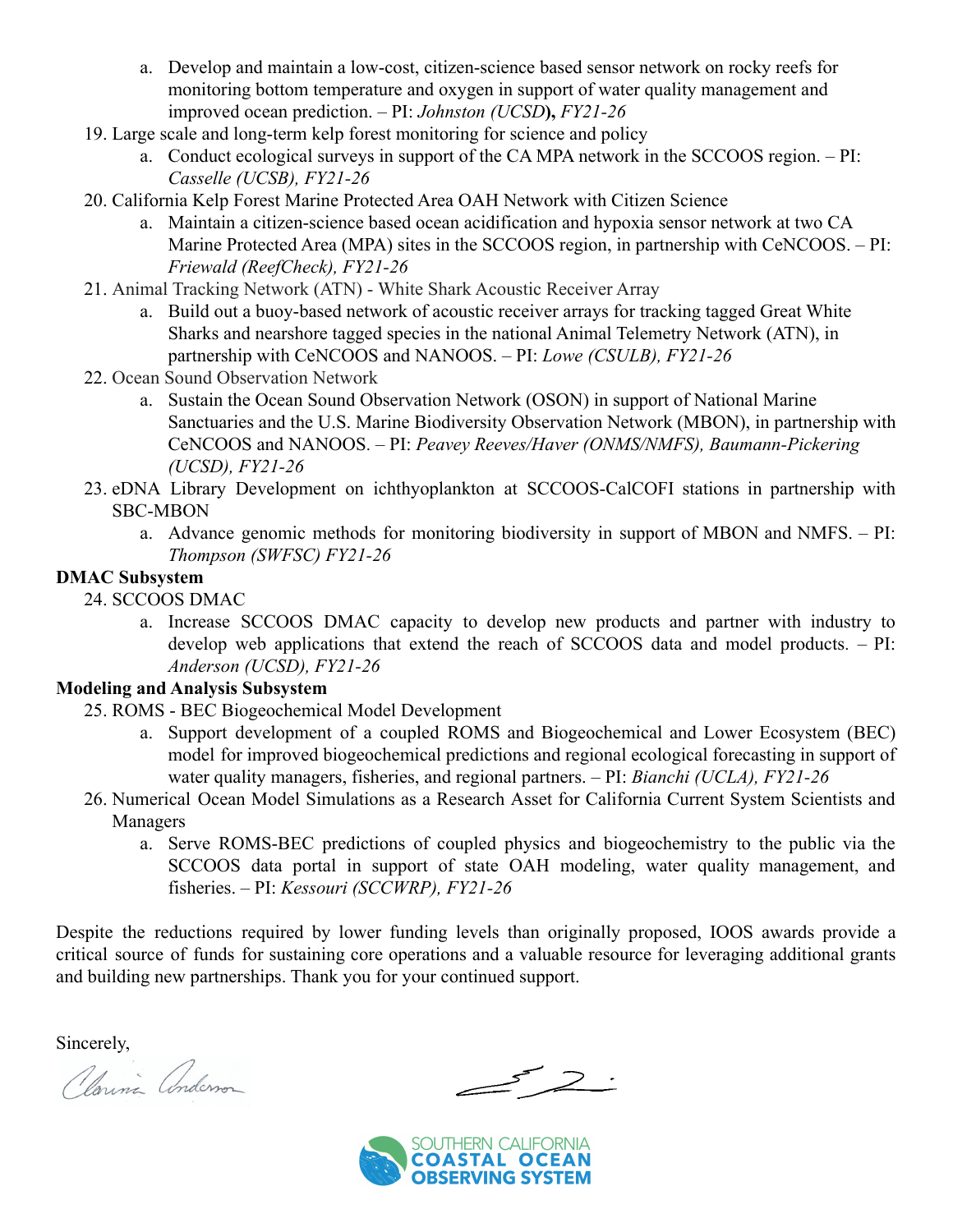a. Develop and maintain a low-cost, citizen-science based sensor network on rocky reefs for monitoring bottom temperature and oxygen in support of water quality management and improved ocean prediction. – PI: *Johnston (UCSD)*, *FY21-26*

19. Large scale and long-term kelp forest monitoring for science and policy
    a. Conduct ecological surveys in support of the CA MPA network in the SCCOOS region. – PI: *Casselle (UCSB), FY21-26*
20. California Kelp Forest Marine Protected Area OAH Network with Citizen Science
    a. Maintain a citizen-science based ocean acidification and hypoxia sensor network at two CA Marine Protected Area (MPA) sites in the SCCOOS region, in partnership with CeNCOOS. – PI: *Friewald (ReefCheck), FY21-26*
21. Animal Tracking Network (ATN) - White Shark Acoustic Receiver Array
    a. Build out a buoy-based network of acoustic receiver arrays for tracking tagged Great White Sharks and nearshore tagged species in the national Animal Telemetry Network (ATN), in partnership with CeNCOOS and NANOOS. – PI: *Lowe (CSULB), FY21-26*
22. Ocean Sound Observation Network
    a. Sustain the Ocean Sound Observation Network (OSON) in support of National Marine Sanctuaries and the U.S. Marine Biodiversity Observation Network (MBON), in partnership with CeNCOOS and NANOOS. – PI: *Peavey Reeves/Haver (ONMS/NMFS), Baumann-Pickering (UCSD), FY21-26*
23. eDNA Library Development on ichthyoplankton at SCCOOS-CalCOFI stations in partnership with SBC-MBON
    a. Advance genomic methods for monitoring biodiversity in support of MBON and NMFS. – PI: *Thompson (SWFSC) FY21-26*

**DMAC Subsystem**

24. SCCOOS DMAC
    a. Increase SCCOOS DMAC capacity to develop new products and partner with industry to develop web applications that extend the reach of SCCOOS data and model products. – PI: *Anderson (UCSD), FY21-26*

**Modeling and Analysis Subsystem**

25. ROMS - BEC Biogeochemical Model Development
    a. Support development of a coupled ROMS and Biogeochemical and Lower Ecosystem (BEC) model for improved biogeochemical predictions and regional ecological forecasting in support of water quality managers, fisheries, and regional partners. – PI: *Bianchi (UCLA), FY21-26*
26. Numerical Ocean Model Simulations as a Research Asset for California Current System Scientists and Managers
    a. Serve ROMS-BEC predictions of coupled physics and biogeochemistry to the public via the SCCOOS data portal in support of state OAH modeling, water quality management, and fisheries. – PI: *Kessouri (SCCWRP), FY21-26*

Despite the reductions required by lower funding levels than originally proposed, IOOS awards provide a critical source of funds for sustaining core operations and a valuable resource for leveraging additional grants and building new partnerships. Thank you for your continued support.

Sincerely,

SOUTHERN CALIFORNIA COASTAL OCEAN OBSERVING SYSTEM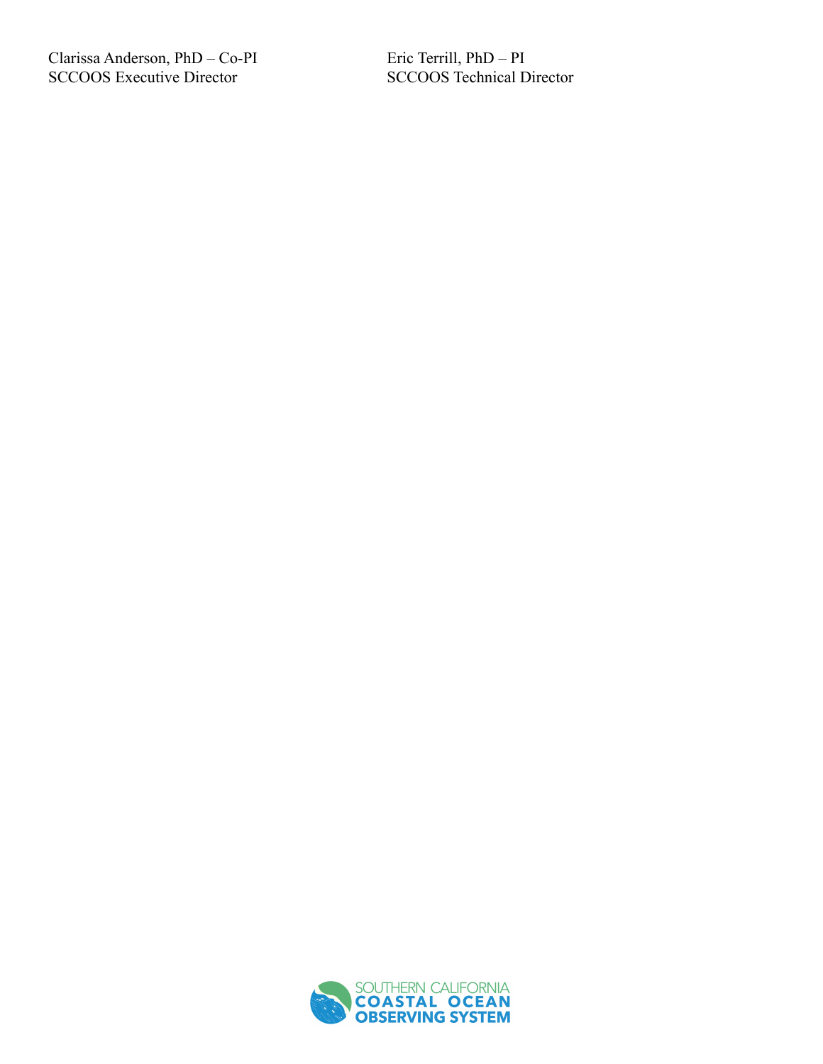Clarissa Anderson, PhD – Co-PI
SCCOOS Executive Director

Eric Terrill, PhD – PI
SCCOOS Technical Director

SOUTHERN CALIFORNIA COASTAL OCEAN OBSERVING SYSTEM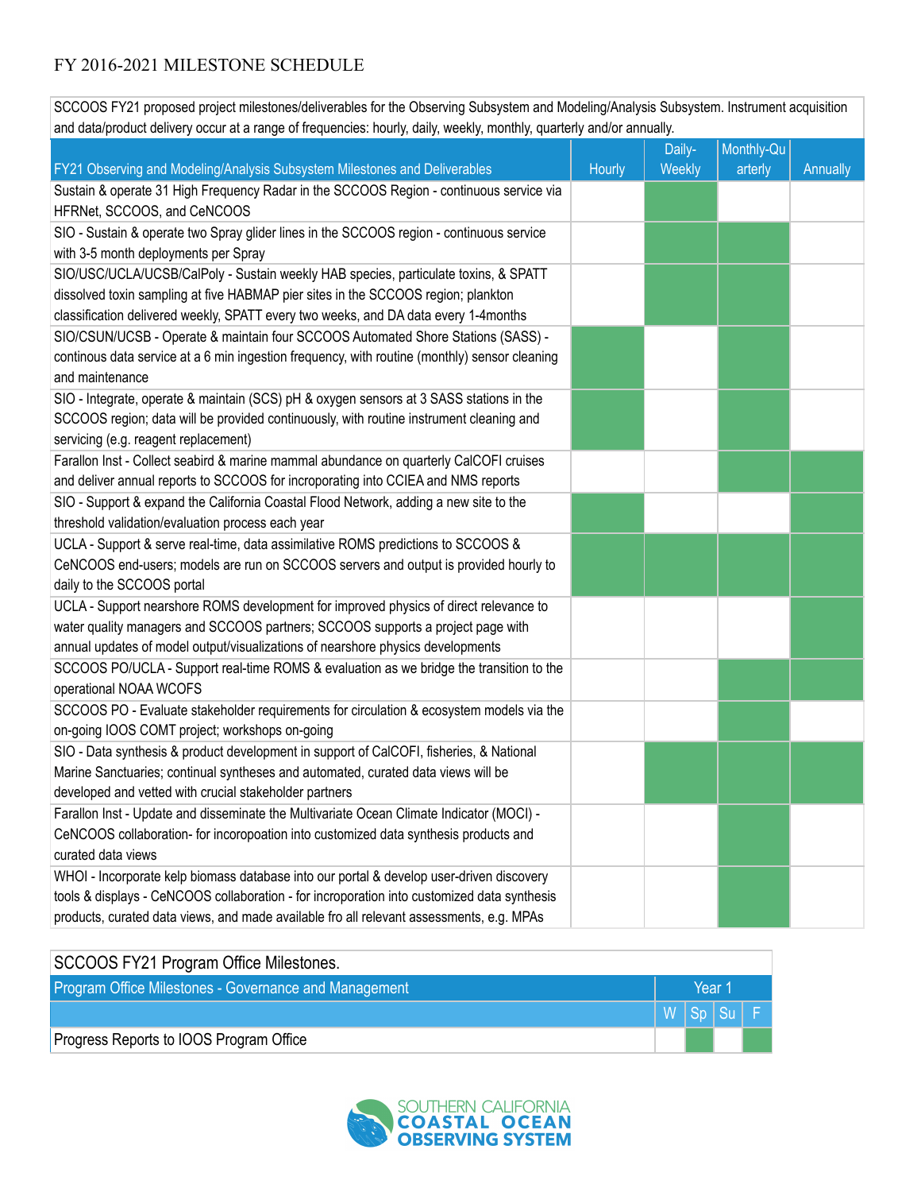# FY 2016-2021 MILESTONE SCHEDULE

SCCOOS FY21 proposed project milestones/deliverables for the Observing Subsystem and Modeling/Analysis Subsystem. Instrument acquisition and data/product delivery occur at a range of frequencies: hourly, daily, weekly, monthly, quarterly and/or annually.

(X = shaded cell)

| FY21 Observing and Modeling/Analysis Subsystem Milestones and Deliverables | Hourly | Daily-Weekly | Monthly-Quarterly | Annually |
|---|---|---|---|---|
| Sustain & operate 31 High Frequency Radar in the SCCOOS Region - continuous service via HFRNet, SCCOOS, and CeNCOOS | | X | | |
| SIO - Sustain & operate two Spray glider lines in the SCCOOS region - continuous service with 3-5 month deployments per Spray | | X | X | |
| SIO/USC/UCLA/UCSB/CalPoly - Sustain weekly HAB species, particulate toxins, & SPATT dissolved toxin sampling at five HABMAP pier sites in the SCCOOS region; plankton classification delivered weekly, SPATT every two weeks, and DA data every 1-4months | | X | X | |
| SIO/CSUN/UCSB - Operate & maintain four SCCOOS Automated Shore Stations (SASS) - continous data service at a 6 min ingestion frequency, with routine (monthly) sensor cleaning and maintenance | X | | X | |
| SIO - Integrate, operate & maintain (SCS) pH & oxygen sensors at 3 SASS stations in the SCCOOS region; data will be provided continuously, with routine instrument cleaning and servicing (e.g. reagent replacement) | X | | X | |
| Farallon Inst - Collect seabird & marine mammal abundance on quarterly CalCOFI cruises and deliver annual reports to SCCOOS for incroporating into CCIEA and NMS reports | | | X | X |
| SIO - Support & expand the California Coastal Flood Network, adding a new site to the threshold validation/evaluation process each year | X | | | X |
| UCLA - Support & serve real-time, data assimilative ROMS predictions to SCCOOS & CeNCOOS end-users; models are run on SCCOOS servers and output is provided hourly to daily to the SCCOOS portal | X | X | X | X |
| UCLA - Support nearshore ROMS development for improved physics of direct relevance to water quality managers and SCCOOS partners; SCCOOS supports a project page with annual updates of model output/visualizations of nearshore physics developments | | | | X |
| SCCOOS PO/UCLA - Support real-time ROMS & evaluation as we bridge the transition to the operational NOAA WCOFS | | | X | X |
| SCCOOS PO - Evaluate stakeholder requirements for circulation & ecosystem models via the on-going IOOS COMT project; workshops on-going | | | X | |
| SIO - Data synthesis & product development in support of CalCOFI, fisheries, & National Marine Sanctuaries; continual syntheses and automated, curated data views will be developed and vetted with crucial stakeholder partners | | X | X | X |
| Farallon Inst - Update and disseminate the Multivariate Ocean Climate Indicator (MOCI) - CeNCOOS collaboration- for incoropoation into customized data synthesis products and curated data views | | | X | |
| WHOI - Incorporate kelp biomass database into our portal & develop user-driven discovery tools & displays - CeNCOOS collaboration - for incroporation into customized data synthesis products, curated data views, and made available fro all relevant assessments, e.g. MPAs | | | X | |

SCCOOS FY21 Program Office Milestones.

| Program Office Milestones - Governance and Management | Year 1 | | | |
|---|---|---|---|---|
| | W | Sp | Su | F |
| Progress Reports to IOOS Program Office | | X | | X |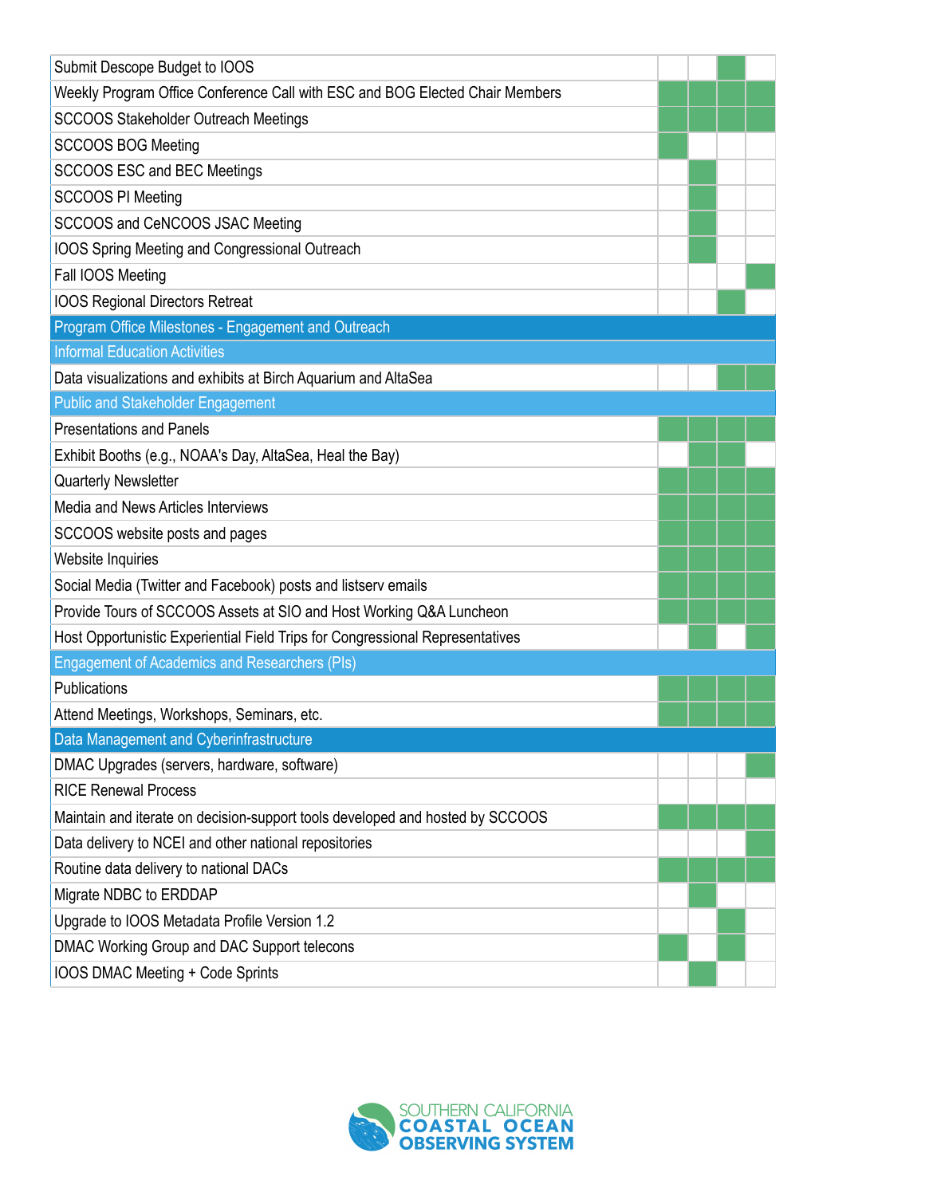| | | | | |
|---|---|---|---|---|
| Submit Descope Budget to IOOS | | | ■ | |
| Weekly Program Office Conference Call with ESC and BOG Elected Chair Members | ■ | ■ | ■ | ■ |
| SCCOOS Stakeholder Outreach Meetings | ■ | ■ | ■ | ■ |
| SCCOOS BOG Meeting | ■ | | | |
| SCCOOS ESC and BEC Meetings | | ■ | | |
| SCCOOS PI Meeting | | ■ | | |
| SCCOOS and CeNCOOS JSAC Meeting | | ■ | | |
| IOOS Spring Meeting and Congressional Outreach | | ■ | | |
| Fall IOOS Meeting | | | | ■ |
| IOOS Regional Directors Retreat | | | ■ | |
| **Program Office Milestones - Engagement and Outreach** | | | | |
| **Informal Education Activities** | | | | |
| Data visualizations and exhibits at Birch Aquarium and AltaSea | | | ■ | ■ |
| **Public and Stakeholder Engagement** | | | | |
| Presentations and Panels | ■ | ■ | ■ | ■ |
| Exhibit Booths (e.g., NOAA's Day, AltaSea, Heal the Bay) | | ■ | ■ | |
| Quarterly Newsletter | ■ | ■ | ■ | ■ |
| Media and News Articles Interviews | ■ | ■ | ■ | ■ |
| SCCOOS website posts and pages | ■ | ■ | ■ | ■ |
| Website Inquiries | ■ | ■ | ■ | ■ |
| Social Media (Twitter and Facebook) posts and listserv emails | ■ | ■ | ■ | ■ |
| Provide Tours of SCCOOS Assets at SIO and Host Working Q&A Luncheon | ■ | ■ | ■ | ■ |
| Host Opportunistic Experiential Field Trips for Congressional Representatives | | ■ | | ■ |
| **Engagement of Academics and Researchers (PIs)** | | | | |
| Publications | ■ | ■ | ■ | ■ |
| Attend Meetings, Workshops, Seminars, etc. | ■ | ■ | ■ | ■ |
| **Data Management and Cyberinfrastructure** | | | | |
| DMAC Upgrades (servers, hardware, software) | | | | ■ |
| RICE Renewal Process | | | | |
| Maintain and iterate on decision-support tools developed and hosted by SCCOOS | ■ | ■ | ■ | ■ |
| Data delivery to NCEI and other national repositories | | | | ■ |
| Routine data delivery to national DACs | ■ | ■ | ■ | ■ |
| Migrate NDBC to ERDDAP | | ■ | | |
| Upgrade to IOOS Metadata Profile Version 1.2 | | | ■ | |
| DMAC Working Group and DAC Support telecons | ■ | | ■ | |
| IOOS DMAC Meeting + Code Sprints | | ■ | | |

SOUTHERN CALIFORNIA COASTAL OCEAN OBSERVING SYSTEM